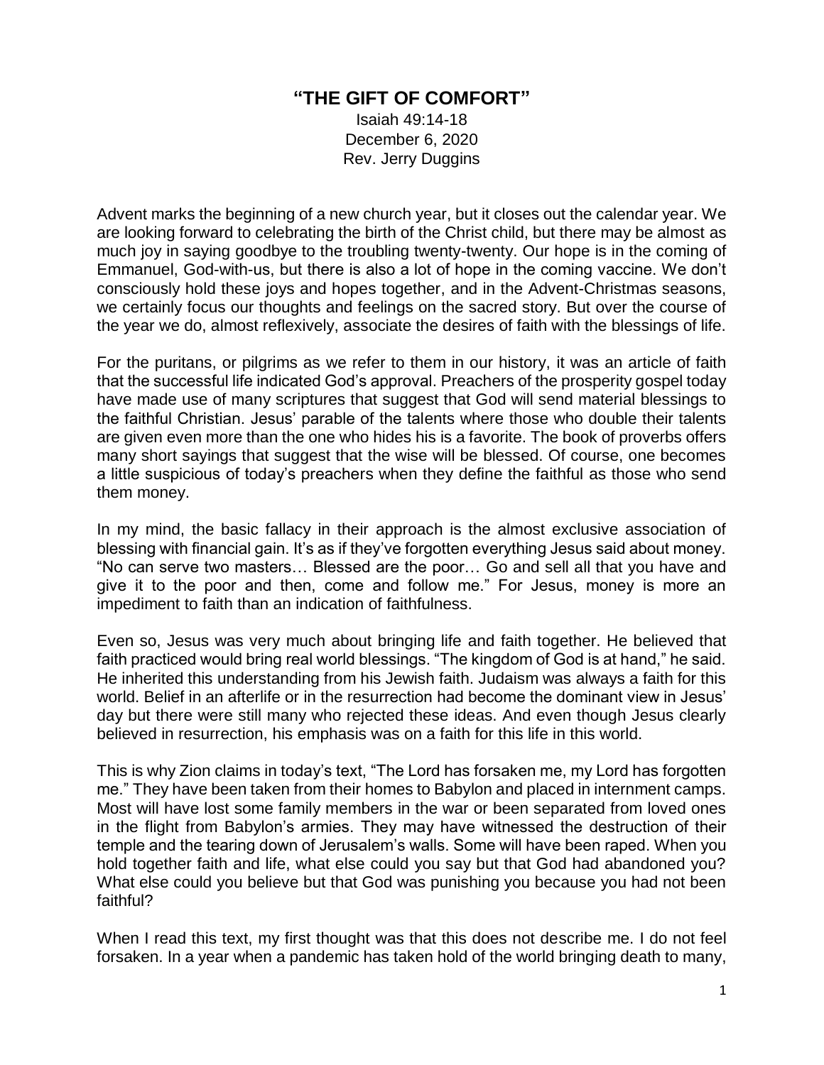# "THE GIFT OF COMFORT"

Isaiah 49:14-18
December 6, 2020
Rev. Jerry Duggins

Advent marks the beginning of a new church year, but it closes out the calendar year. We are looking forward to celebrating the birth of the Christ child, but there may be almost as much joy in saying goodbye to the troubling twenty-twenty. Our hope is in the coming of Emmanuel, God-with-us, but there is also a lot of hope in the coming vaccine. We don't consciously hold these joys and hopes together, and in the Advent-Christmas seasons, we certainly focus our thoughts and feelings on the sacred story. But over the course of the year we do, almost reflexively, associate the desires of faith with the blessings of life.

For the puritans, or pilgrims as we refer to them in our history, it was an article of faith that the successful life indicated God's approval. Preachers of the prosperity gospel today have made use of many scriptures that suggest that God will send material blessings to the faithful Christian. Jesus' parable of the talents where those who double their talents are given even more than the one who hides his is a favorite. The book of proverbs offers many short sayings that suggest that the wise will be blessed. Of course, one becomes a little suspicious of today's preachers when they define the faithful as those who send them money.

In my mind, the basic fallacy in their approach is the almost exclusive association of blessing with financial gain. It's as if they've forgotten everything Jesus said about money. "No can serve two masters… Blessed are the poor… Go and sell all that you have and give it to the poor and then, come and follow me." For Jesus, money is more an impediment to faith than an indication of faithfulness.

Even so, Jesus was very much about bringing life and faith together. He believed that faith practiced would bring real world blessings. "The kingdom of God is at hand," he said. He inherited this understanding from his Jewish faith. Judaism was always a faith for this world. Belief in an afterlife or in the resurrection had become the dominant view in Jesus' day but there were still many who rejected these ideas. And even though Jesus clearly believed in resurrection, his emphasis was on a faith for this life in this world.

This is why Zion claims in today's text, "The Lord has forsaken me, my Lord has forgotten me." They have been taken from their homes to Babylon and placed in internment camps. Most will have lost some family members in the war or been separated from loved ones in the flight from Babylon's armies. They may have witnessed the destruction of their temple and the tearing down of Jerusalem's walls. Some will have been raped. When you hold together faith and life, what else could you say but that God had abandoned you? What else could you believe but that God was punishing you because you had not been faithful?

When I read this text, my first thought was that this does not describe me. I do not feel forsaken. In a year when a pandemic has taken hold of the world bringing death to many,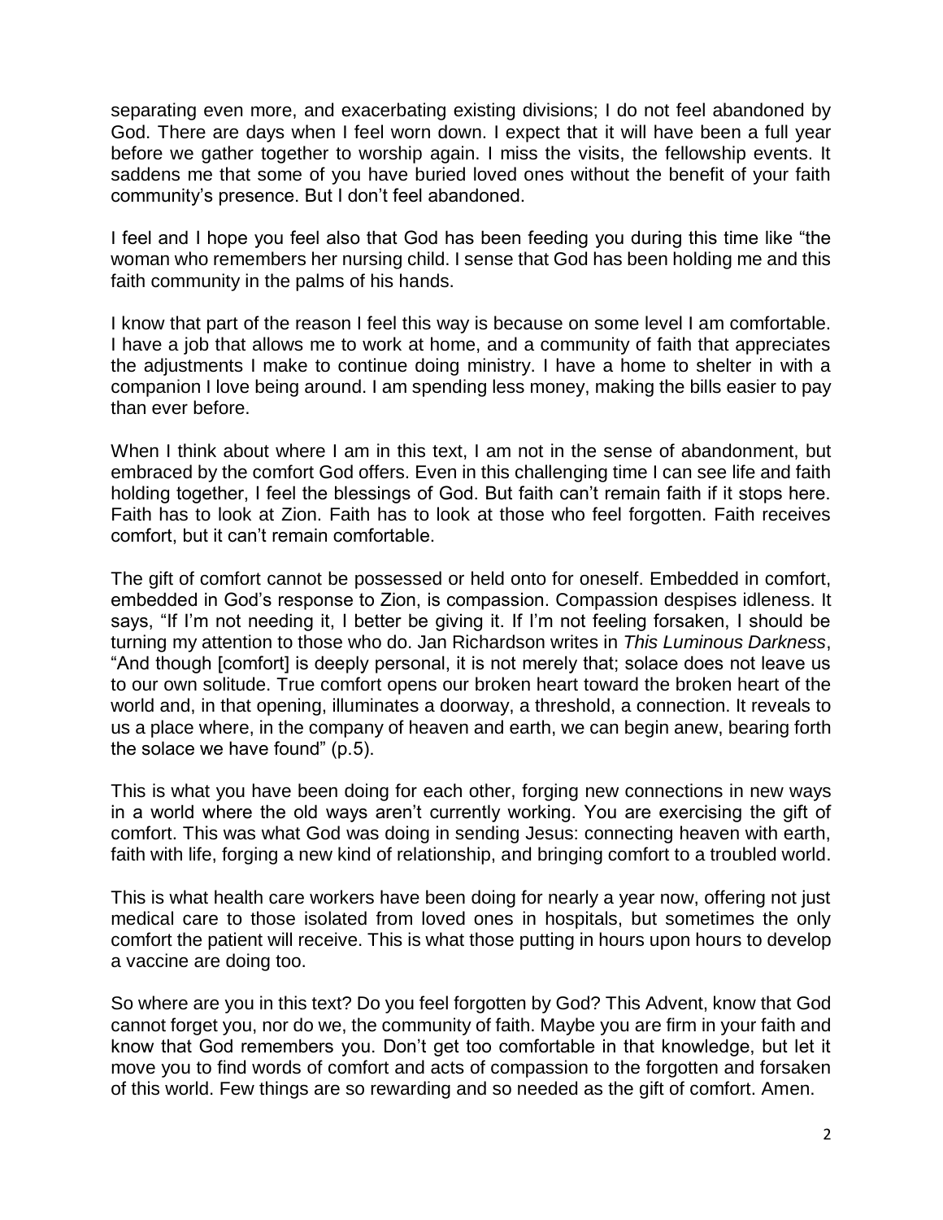separating even more, and exacerbating existing divisions; I do not feel abandoned by God. There are days when I feel worn down. I expect that it will have been a full year before we gather together to worship again. I miss the visits, the fellowship events. It saddens me that some of you have buried loved ones without the benefit of your faith community's presence. But I don't feel abandoned.

I feel and I hope you feel also that God has been feeding you during this time like "the woman who remembers her nursing child. I sense that God has been holding me and this faith community in the palms of his hands.

I know that part of the reason I feel this way is because on some level I am comfortable. I have a job that allows me to work at home, and a community of faith that appreciates the adjustments I make to continue doing ministry. I have a home to shelter in with a companion I love being around. I am spending less money, making the bills easier to pay than ever before.

When I think about where I am in this text, I am not in the sense of abandonment, but embraced by the comfort God offers. Even in this challenging time I can see life and faith holding together, I feel the blessings of God. But faith can't remain faith if it stops here. Faith has to look at Zion. Faith has to look at those who feel forgotten. Faith receives comfort, but it can't remain comfortable.

The gift of comfort cannot be possessed or held onto for oneself. Embedded in comfort, embedded in God's response to Zion, is compassion. Compassion despises idleness. It says, "If I'm not needing it, I better be giving it. If I'm not feeling forsaken, I should be turning my attention to those who do. Jan Richardson writes in *This Luminous Darkness*, "And though [comfort] is deeply personal, it is not merely that; solace does not leave us to our own solitude. True comfort opens our broken heart toward the broken heart of the world and, in that opening, illuminates a doorway, a threshold, a connection. It reveals to us a place where, in the company of heaven and earth, we can begin anew, bearing forth the solace we have found" (p.5).

This is what you have been doing for each other, forging new connections in new ways in a world where the old ways aren't currently working. You are exercising the gift of comfort. This was what God was doing in sending Jesus: connecting heaven with earth, faith with life, forging a new kind of relationship, and bringing comfort to a troubled world.

This is what health care workers have been doing for nearly a year now, offering not just medical care to those isolated from loved ones in hospitals, but sometimes the only comfort the patient will receive. This is what those putting in hours upon hours to develop a vaccine are doing too.

So where are you in this text? Do you feel forgotten by God? This Advent, know that God cannot forget you, nor do we, the community of faith. Maybe you are firm in your faith and know that God remembers you. Don't get too comfortable in that knowledge, but let it move you to find words of comfort and acts of compassion to the forgotten and forsaken of this world. Few things are so rewarding and so needed as the gift of comfort. Amen.